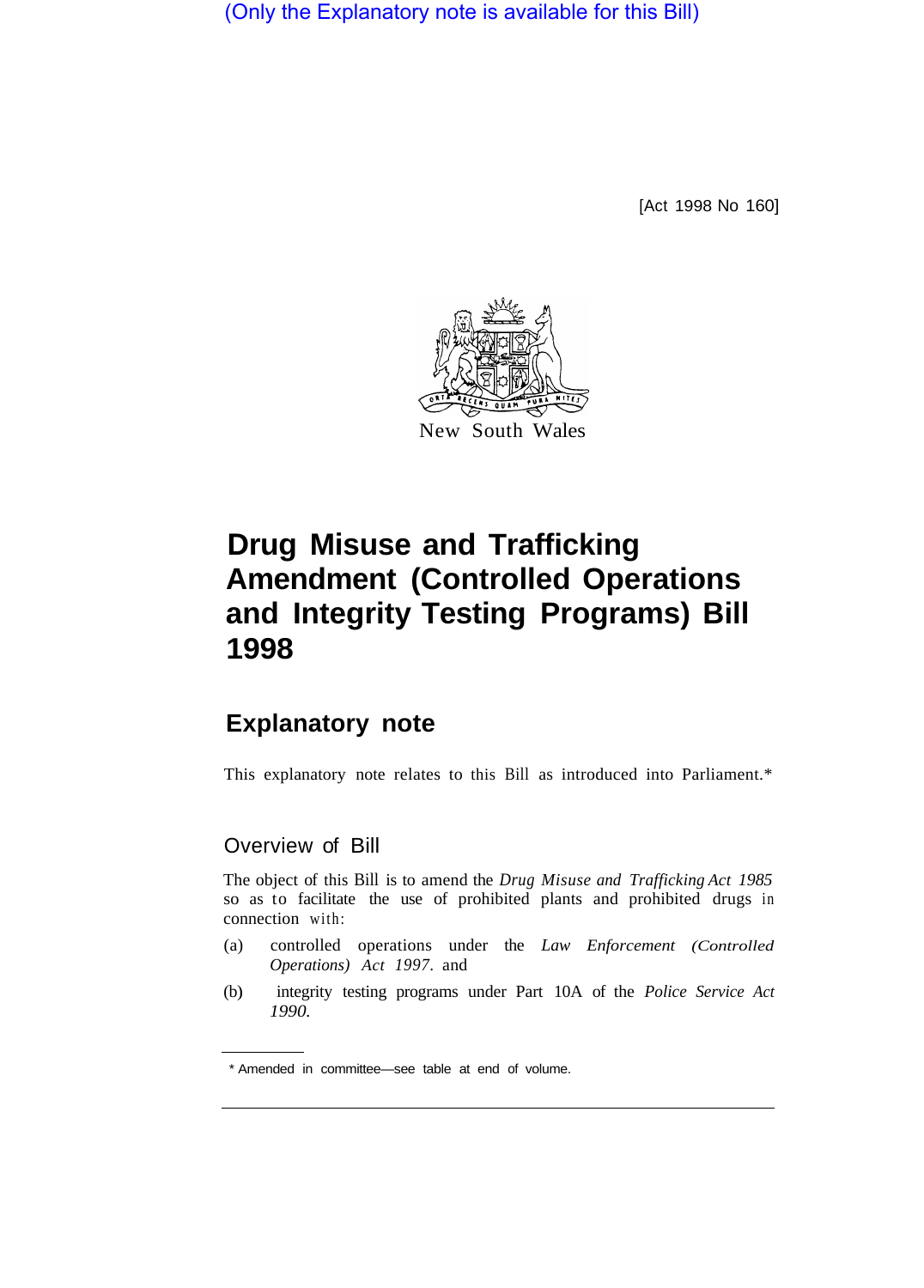(Only the Explanatory note is available for this Bill)

[Act 1998 No 160]

New South Wales

# Drug Misuse and Trafficking Amendment (Controlled Operations and Integrity Testing Programs) Bill 1998

## Explanatory note

This explanatory note relates to this Bill as introduced into Parliament.*

### Overview of Bill

The object of this Bill is to amend the *Drug Misuse and Trafficking Act 1985* so as to facilitate the use of prohibited plants and prohibited drugs in connection with:

(a) controlled operations under the *Law Enforcement (Controlled Operations) Act 1997*, and

(b) integrity testing programs under Part 10A of the *Police Service Act 1990*.

* Amended in committee—see table at end of volume.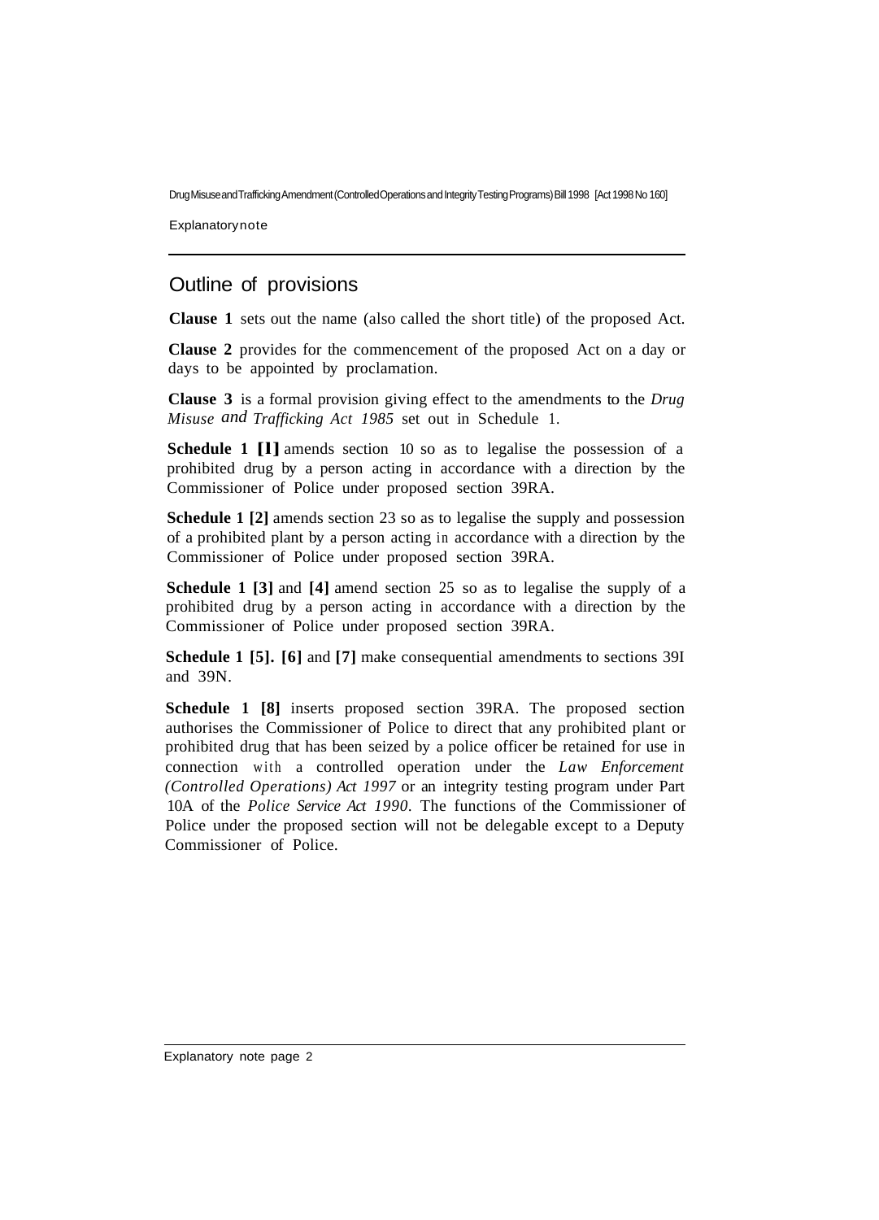## Outline of provisions

**Clause 1** sets out the name (also called the short title) of the proposed Act.

**Clause 2** provides for the commencement of the proposed Act on a day or days to be appointed by proclamation.

**Clause 3** is a formal provision giving effect to the amendments to the *Drug Misuse and Trafficking Act 1985* set out in Schedule 1.

**Schedule 1 [1]** amends section 10 so as to legalise the possession of a prohibited drug by a person acting in accordance with a direction by the Commissioner of Police under proposed section 39RA.

**Schedule 1 [2]** amends section 23 so as to legalise the supply and possession of a prohibited plant by a person acting in accordance with a direction by the Commissioner of Police under proposed section 39RA.

**Schedule 1 [3]** and **[4]** amend section 25 so as to legalise the supply of a prohibited drug by a person acting in accordance with a direction by the Commissioner of Police under proposed section 39RA.

**Schedule 1 [5]**, **[6]** and **[7]** make consequential amendments to sections 39I and 39N.

**Schedule 1 [8]** inserts proposed section 39RA. The proposed section authorises the Commissioner of Police to direct that any prohibited plant or prohibited drug that has been seized by a police officer be retained for use in connection with a controlled operation under the *Law Enforcement (Controlled Operations) Act 1997* or an integrity testing program under Part 10A of the *Police Service Act 1990*. The functions of the Commissioner of Police under the proposed section will not be delegable except to a Deputy Commissioner of Police.